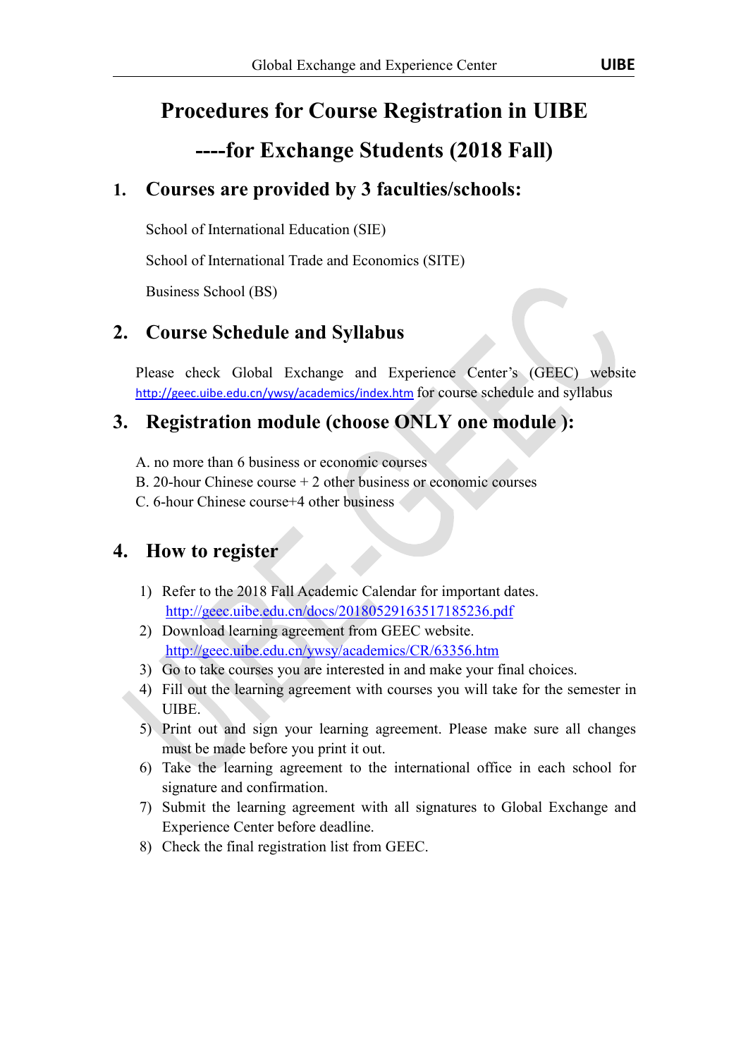# Procedures for Course Registration in UIBE

# ----for Exchange Students (2018 Fall)

## 1. Courses are provided by 3 faculties/schools:

School of International Education (SIE)

School of International Trade and Economics (SITE)

Business School (BS)

## 2. Course Schedule and Syllabus

Please check Global Exchange and Experience Center's (GEEC) website http://geec.uibe.edu.cn/ywsy/academics/index.htm for course schedule and syllabus

## 3. Registration module (choose ONLY one module ):

A. no more than 6 business or economic courses
B. 20-hour Chinese course + 2 other business or economic courses
C. 6-hour Chinese course+4 other business

## 4. How to register

1) Refer to the 2018 Fall Academic Calendar for important dates.
   http://geec.uibe.edu.cn/docs/20180529163517185236.pdf
2) Download learning agreement from GEEC website.
   http://geec.uibe.edu.cn/ywsy/academics/CR/63356.htm
3) Go to take courses you are interested in and make your final choices.
4) Fill out the learning agreement with courses you will take for the semester in UIBE.
5) Print out and sign your learning agreement. Please make sure all changes must be made before you print it out.
6) Take the learning agreement to the international office in each school for signature and confirmation.
7) Submit the learning agreement with all signatures to Global Exchange and Experience Center before deadline.
8) Check the final registration list from GEEC.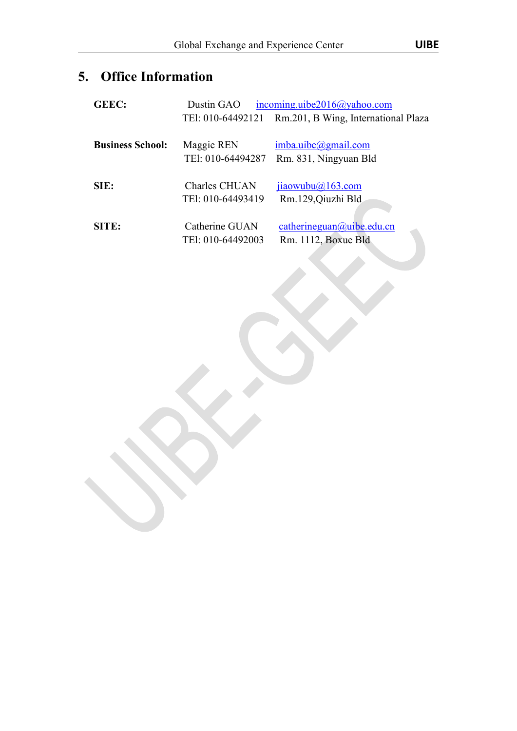## 5. Office Information

| | | |
|---|---|---|
| **GEEC:** | Dustin GAO | incoming.uibe2016@yahoo.com |
| | TEl: 010-64492121 | Rm.201, B Wing, International Plaza |
| **Business School:** | Maggie REN | imba.uibe@gmail.com |
| | TEl: 010-64494287 | Rm. 831, Ningyuan Bld |
| **SIE:** | Charles CHUAN | jiaowubu@163.com |
| | TEl: 010-64493419 | Rm.129,Qiuzhi Bld |
| **SITE:** | Catherine GUAN | catherineguan@uibe.edu.cn |
| | TEl: 010-64492003 | Rm. 1112, Boxue Bld |